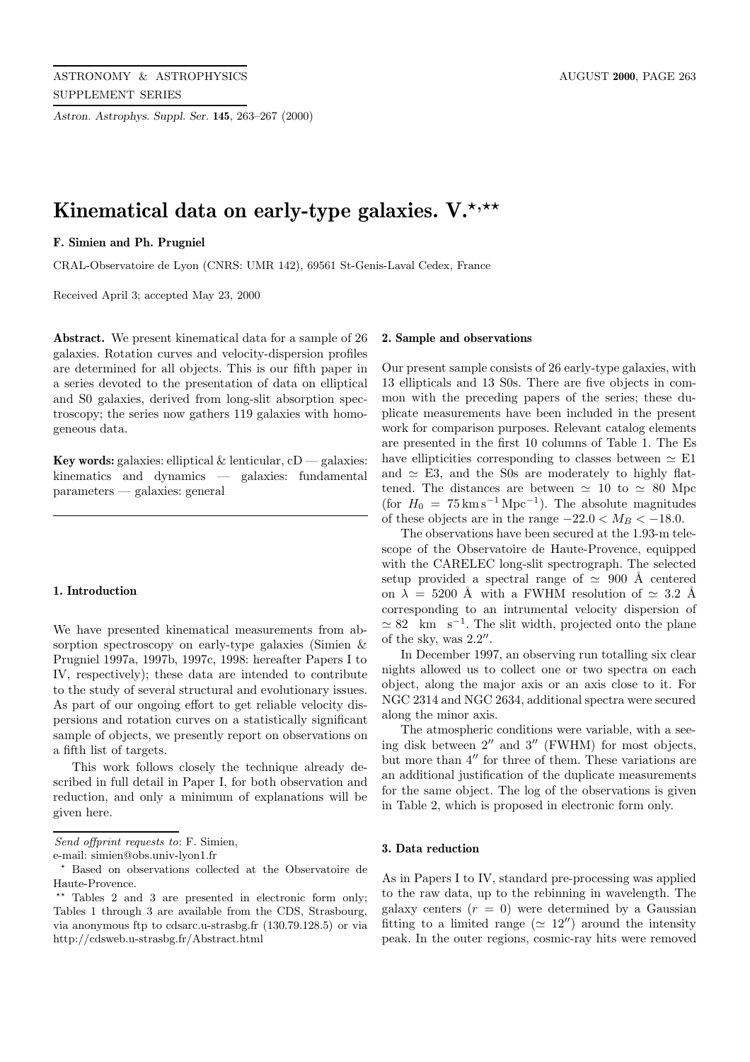# Kinematical data on early-type galaxies. V.[⋆,⋆⋆]

**F. Simien and Ph. Prugniel**

CRAL-Observatoire de Lyon (CNRS: UMR 142), 69561 St-Genis-Laval Cedex, France

Received April 3; accepted May 23, 2000

**Abstract.** We present kinematical data for a sample of 26 galaxies. Rotation curves and velocity-dispersion profiles are determined for all objects. This is our fifth paper in a series devoted to the presentation of data on elliptical and S0 galaxies, derived from long-slit absorption spectroscopy; the series now gathers 119 galaxies with homogeneous data.

**Key words:** galaxies: elliptical & lenticular, cD — galaxies: kinematics and dynamics — galaxies: fundamental parameters — galaxies: general

## 1. Introduction

We have presented kinematical measurements from absorption spectroscopy on early-type galaxies (Simien & Prugniel 1997a, 1997b, 1997c, 1998: hereafter Papers I to IV, respectively); these data are intended to contribute to the study of several structural and evolutionary issues. As part of our ongoing effort to get reliable velocity dispersions and rotation curves on a statistically significant sample of objects, we presently report on observations on a fifth list of targets.

This work follows closely the technique already described in full detail in Paper I, for both observation and reduction, and only a minimum of explanations will be given here.

## 2. Sample and observations

Our present sample consists of 26 early-type galaxies, with 13 ellipticals and 13 S0s. There are five objects in common with the preceding papers of the series; these duplicate measurements have been included in the present work for comparison purposes. Relevant catalog elements are presented in the first 10 columns of Table 1. The Es have ellipticities corresponding to classes between $\simeq$ E1 and $\simeq$ E3, and the S0s are moderately to highly flattened. The distances are between $\simeq$ 10 to $\simeq$ 80 Mpc (for $H_0 = 75\,\mathrm{km\,s^{-1}\,Mpc^{-1}}$). The absolute magnitudes of these objects are in the range $-22.0 < M_B < -18.0$.

The observations have been secured at the 1.93-m telescope of the Observatoire de Haute-Provence, equipped with the CARELEC long-slit spectrograph. The selected setup provided a spectral range of $\simeq$ 900 Å centered on $\lambda = 5200$ Å with a FWHM resolution of $\simeq$ 3.2 Å corresponding to an intrumental velocity dispersion of $\simeq 82\ \ \mathrm{km\ \ s^{-1}}$. The slit width, projected onto the plane of the sky, was $2.2''$.

In December 1997, an observing run totalling six clear nights allowed us to collect one or two spectra on each object, along the major axis or an axis close to it. For NGC 2314 and NGC 2634, additional spectra were secured along the minor axis.

The atmospheric conditions were variable, with a seeing disk between $2''$ and $3''$ (FWHM) for most objects, but more than $4''$ for three of them. These variations are an additional justification of the duplicate measurements for the same object. The log of the observations is given in Table 2, which is proposed in electronic form only.

## 3. Data reduction

As in Papers I to IV, standard pre-processing was applied to the raw data, up to the rebinning in wavelength. The galaxy centers ($r = 0$) were determined by a Gaussian fitting to a limited range ($\simeq 12''$) around the intensity peak. In the outer regions, cosmic-ray hits were removed

---

*Send offprint requests to*: F. Simien,
e-mail: simien@obs.univ-lyon1.fr

[⋆] Based on observations collected at the Observatoire de Haute-Provence.

[⋆⋆] Tables 2 and 3 are presented in electronic form only; Tables 1 through 3 are available from the CDS, Strasbourg, via anonymous ftp to cdsarc.u-strasbg.fr (130.79.128.5) or via http://cdsweb.u-strasbg.fr/Abstract.html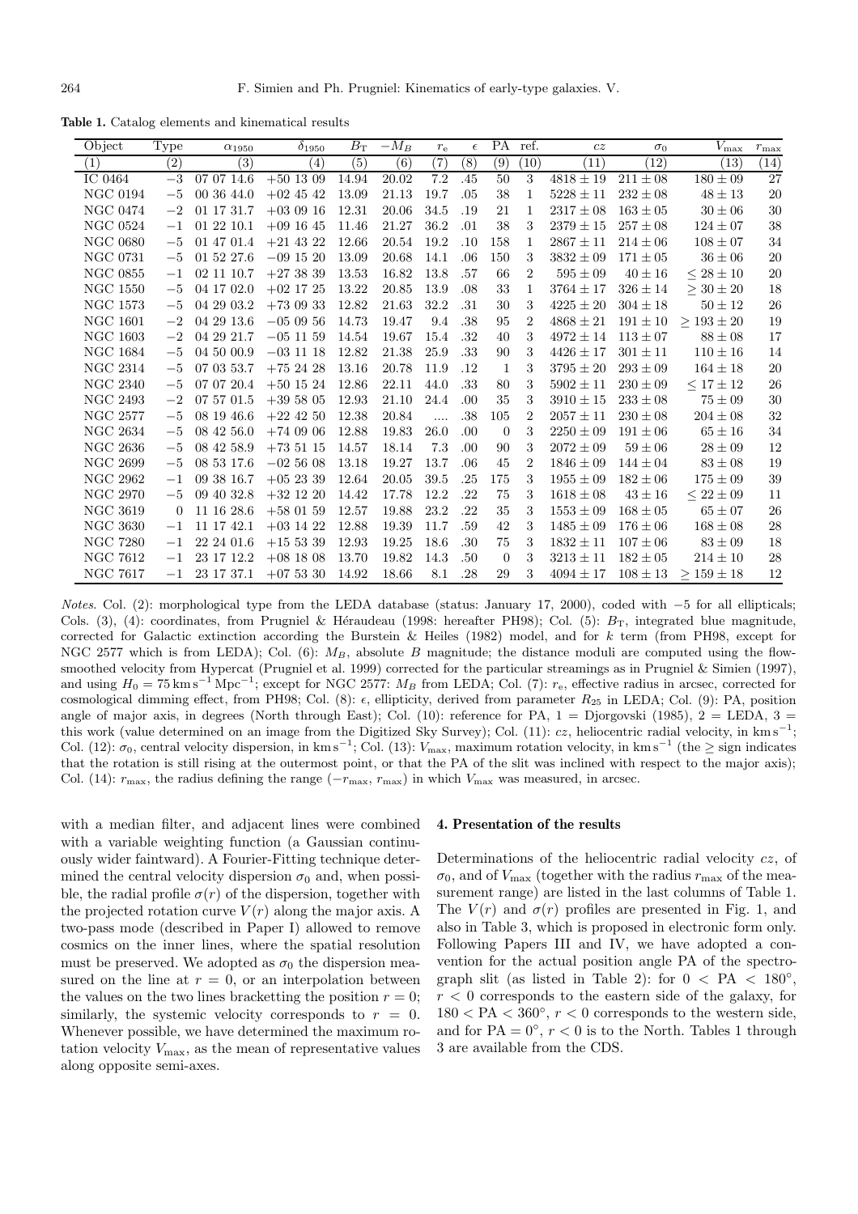**Table 1.** Catalog elements and kinematical results

| Object | Type | $\alpha_{1950}$ | $\delta_{1950}$ | $B_T$ | $-M_B$ | $r_e$ | $\epsilon$ | PA | ref. | $cz$ | $\sigma_0$ | $V_{max}$ | $r_{max}$ |
|---|---|---|---|---|---|---|---|---|---|---|---|---|---|
| (1) | (2) | (3) | (4) | (5) | (6) | (7) | (8) | (9) | (10) | (11) | (12) | (13) | (14) |
| IC 0464 | $-3$ | 07 07 14.6 | +50 13 09 | 14.94 | 20.02 | 7.2 | .45 | 50 | 3 | $4818 \pm 19$ | $211 \pm 08$ | $180 \pm 09$ | 27 |
| NGC 0194 | $-5$ | 00 36 44.0 | +02 45 42 | 13.09 | 21.13 | 19.7 | .05 | 38 | 1 | $5228 \pm 11$ | $232 \pm 08$ | $48 \pm 13$ | 20 |
| NGC 0474 | $-2$ | 01 17 31.7 | +03 09 16 | 12.31 | 20.06 | 34.5 | .19 | 21 | 1 | $2317 \pm 08$ | $163 \pm 05$ | $30 \pm 06$ | 30 |
| NGC 0524 | $-1$ | 01 22 10.1 | +09 16 45 | 11.46 | 21.27 | 36.2 | .01 | 38 | 3 | $2379 \pm 15$ | $257 \pm 08$ | $124 \pm 07$ | 38 |
| NGC 0680 | $-5$ | 01 47 01.4 | +21 43 22 | 12.66 | 20.54 | 19.2 | .10 | 158 | 1 | $2867 \pm 11$ | $214 \pm 06$ | $108 \pm 07$ | 34 |
| NGC 0731 | $-5$ | 01 52 27.6 | $-09$ 15 20 | 13.09 | 20.68 | 14.1 | .06 | 150 | 3 | $3832 \pm 09$ | $171 \pm 05$ | $36 \pm 06$ | 20 |
| NGC 0855 | $-1$ | 02 11 10.7 | +27 38 39 | 13.53 | 16.82 | 13.8 | .57 | 66 | 2 | $595 \pm 09$ | $40 \pm 16$ | $\leq 28 \pm 10$ | 20 |
| NGC 1550 | $-5$ | 04 17 02.0 | +02 17 25 | 13.22 | 20.85 | 13.9 | .08 | 33 | 1 | $3764 \pm 17$ | $326 \pm 14$ | $\geq 30 \pm 20$ | 18 |
| NGC 1573 | $-5$ | 04 29 03.2 | +73 09 33 | 12.82 | 21.63 | 32.2 | .31 | 30 | 3 | $4225 \pm 20$ | $304 \pm 18$ | $50 \pm 12$ | 26 |
| NGC 1601 | $-2$ | 04 29 13.6 | $-05$ 09 56 | 14.73 | 19.47 | 9.4 | .38 | 95 | 2 | $4868 \pm 21$ | $191 \pm 10$ | $\geq 193 \pm 20$ | 19 |
| NGC 1603 | $-2$ | 04 29 21.7 | $-05$ 11 59 | 14.54 | 19.67 | 15.4 | .32 | 40 | 3 | $4972 \pm 14$ | $113 \pm 07$ | $88 \pm 08$ | 17 |
| NGC 1684 | $-5$ | 04 50 00.9 | $-03$ 11 18 | 12.82 | 21.38 | 25.9 | .33 | 90 | 3 | $4426 \pm 17$ | $301 \pm 11$ | $110 \pm 16$ | 14 |
| NGC 2314 | $-5$ | 07 03 53.7 | +75 24 28 | 13.16 | 20.78 | 11.9 | .12 | 1 | 3 | $3795 \pm 20$ | $293 \pm 09$ | $164 \pm 18$ | 20 |
| NGC 2340 | $-5$ | 07 07 20.4 | +50 15 24 | 12.86 | 22.11 | 44.0 | .33 | 80 | 3 | $5902 \pm 11$ | $230 \pm 09$ | $\leq 17 \pm 12$ | 26 |
| NGC 2493 | $-2$ | 07 57 01.5 | +39 58 05 | 12.93 | 21.10 | 24.4 | .00 | 35 | 3 | $3910 \pm 15$ | $233 \pm 08$ | $75 \pm 09$ | 30 |
| NGC 2577 | $-5$ | 08 19 46.6 | +22 42 50 | 12.38 | 20.84 | .... | .38 | 105 | 2 | $2057 \pm 11$ | $230 \pm 08$ | $204 \pm 08$ | 32 |
| NGC 2634 | $-5$ | 08 42 56.0 | +74 09 06 | 12.88 | 19.83 | 26.0 | .00 | 0 | 3 | $2250 \pm 09$ | $191 \pm 06$ | $65 \pm 16$ | 34 |
| NGC 2636 | $-5$ | 08 42 58.9 | +73 51 15 | 14.57 | 18.14 | 7.3 | .00 | 90 | 3 | $2072 \pm 09$ | $59 \pm 06$ | $28 \pm 09$ | 12 |
| NGC 2699 | $-5$ | 08 53 17.6 | $-02$ 56 08 | 13.18 | 19.27 | 13.7 | .06 | 45 | 2 | $1846 \pm 09$ | $144 \pm 04$ | $83 \pm 08$ | 19 |
| NGC 2962 | $-1$ | 09 38 16.7 | +05 23 39 | 12.64 | 20.05 | 39.5 | .25 | 175 | 3 | $1955 \pm 09$ | $182 \pm 06$ | $175 \pm 09$ | 39 |
| NGC 2970 | $-5$ | 09 40 32.8 | +32 12 20 | 14.42 | 17.78 | 12.2 | .22 | 75 | 3 | $1618 \pm 08$ | $43 \pm 16$ | $\leq 22 \pm 09$ | 11 |
| NGC 3619 | 0 | 11 16 28.6 | +58 01 59 | 12.57 | 19.88 | 23.2 | .22 | 35 | 3 | $1553 \pm 09$ | $168 \pm 05$ | $65 \pm 07$ | 26 |
| NGC 3630 | $-1$ | 11 17 42.1 | +03 14 22 | 12.88 | 19.39 | 11.7 | .59 | 42 | 3 | $1485 \pm 09$ | $176 \pm 06$ | $168 \pm 08$ | 28 |
| NGC 7280 | $-1$ | 22 24 01.6 | +15 53 39 | 12.93 | 19.25 | 18.6 | .30 | 75 | 3 | $1832 \pm 11$ | $107 \pm 06$ | $83 \pm 09$ | 18 |
| NGC 7612 | $-1$ | 23 17 12.2 | +08 18 08 | 13.70 | 19.82 | 14.3 | .50 | 0 | 3 | $3213 \pm 11$ | $182 \pm 05$ | $214 \pm 10$ | 28 |
| NGC 7617 | $-1$ | 23 17 37.1 | +07 53 30 | 14.92 | 18.66 | 8.1 | .28 | 29 | 3 | $4094 \pm 17$ | $108 \pm 13$ | $\geq 159 \pm 18$ | 12 |

*Notes*. Col. (2): morphological type from the LEDA database (status: January 17, 2000), coded with $-5$ for all ellipticals; Cols. (3), (4): coordinates, from Prugniel & Héraudeau (1998: hereafter PH98); Col. (5): $B_T$, integrated blue magnitude, corrected for Galactic extinction according the Burstein & Heiles (1982) model, and for $k$ term (from PH98, except for NGC 2577 which is from LEDA); Col. (6): $M_B$, absolute $B$ magnitude; the distance moduli are computed using the flow-smoothed velocity from Hypercat (Prugniel et al. 1999) corrected for the particular streamings as in Prugniel & Simien (1997), and using $H_0 = 75\,\mathrm{km\,s^{-1}\,Mpc^{-1}}$; except for NGC 2577: $M_B$ from LEDA; Col. (7): $r_e$, effective radius in arcsec, corrected for cosmological dimming effect, from PH98; Col. (8): $\epsilon$, ellipticity, derived from parameter $R_{25}$ in LEDA; Col. (9): PA, position angle of major axis, in degrees (North through East); Col. (10): reference for PA, 1 = Djorgovski (1985), 2 = LEDA, 3 = this work (value determined on an image from the Digitized Sky Survey); Col. (11): $cz$, heliocentric radial velocity, in $\mathrm{km\,s^{-1}}$; Col. (12): $\sigma_0$, central velocity dispersion, in $\mathrm{km\,s^{-1}}$; Col. (13): $V_{max}$, maximum rotation velocity, in $\mathrm{km\,s^{-1}}$ (the $\geq$ sign indicates that the rotation is still rising at the outermost point, or that the PA of the slit was inclined with respect to the major axis); Col. (14): $r_{max}$, the radius defining the range ($-r_{max}$, $r_{max}$) in which $V_{max}$ was measured, in arcsec.

with a median filter, and adjacent lines were combined with a variable weighting function (a Gaussian continuously wider faintward). A Fourier-Fitting technique determined the central velocity dispersion $\sigma_0$ and, when possible, the radial profile $\sigma(r)$ of the dispersion, together with the projected rotation curve $V(r)$ along the major axis. A two-pass mode (described in Paper I) allowed to remove cosmics on the inner lines, where the spatial resolution must be preserved. We adopted as $\sigma_0$ the dispersion measured on the line at $r = 0$, or an interpolation between the values on the two lines bracketting the position $r = 0$; similarly, the systemic velocity corresponds to $r = 0$. Whenever possible, we have determined the maximum rotation velocity $V_{max}$, as the mean of representative values along opposite semi-axes.

## 4. Presentation of the results

Determinations of the heliocentric radial velocity $cz$, of $\sigma_0$, and of $V_{max}$ (together with the radius $r_{max}$ of the measurement range) are listed in the last columns of Table 1. The $V(r)$ and $\sigma(r)$ profiles are presented in Fig. 1, and also in Table 3, which is proposed in electronic form only. Following Papers III and IV, we have adopted a convention for the actual position angle PA of the spectrograph slit (as listed in Table 2): for $0 < \mathrm{PA} < 180°$, $r < 0$ corresponds to the eastern side of the galaxy, for $180 < \mathrm{PA} < 360°$, $r < 0$ corresponds to the western side, and for $\mathrm{PA} = 0°$, $r < 0$ is to the North. Tables 1 through 3 are available from the CDS.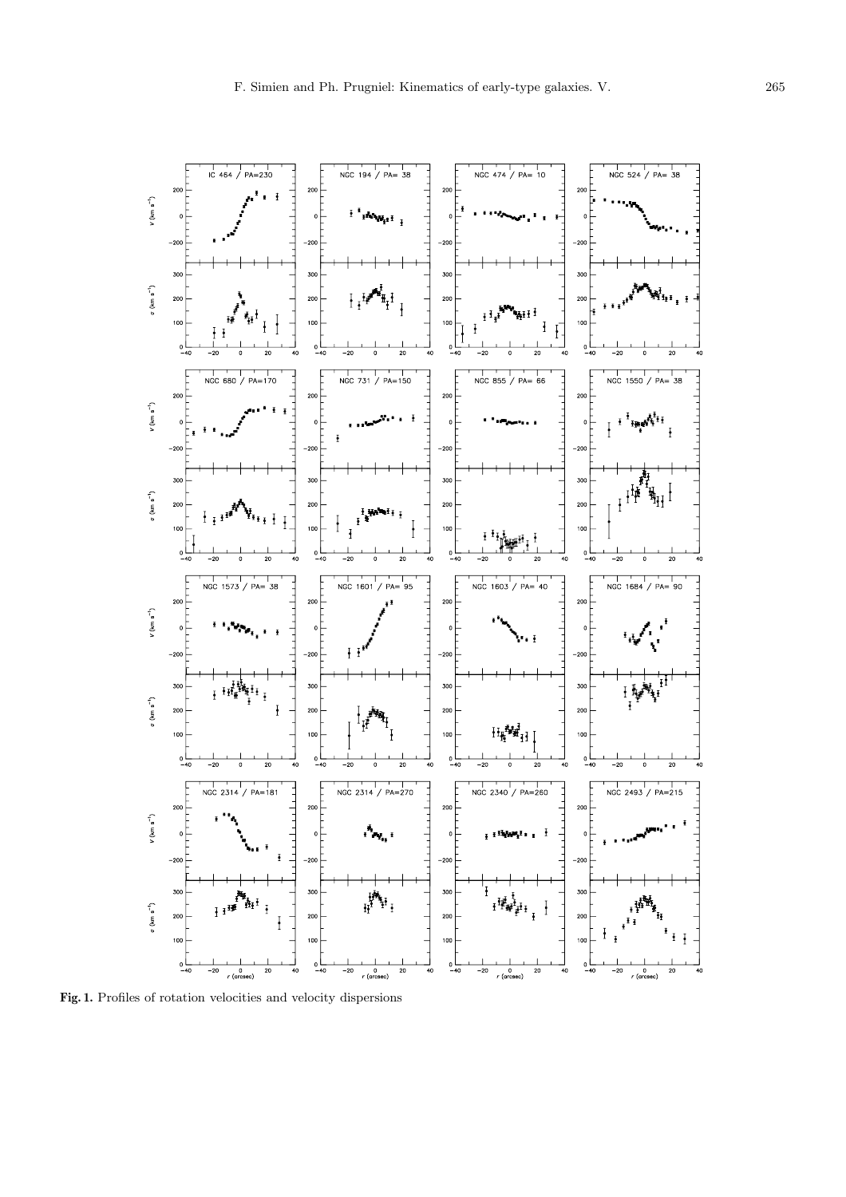**Fig. 1.** Profiles of rotation velocities and velocity dispersions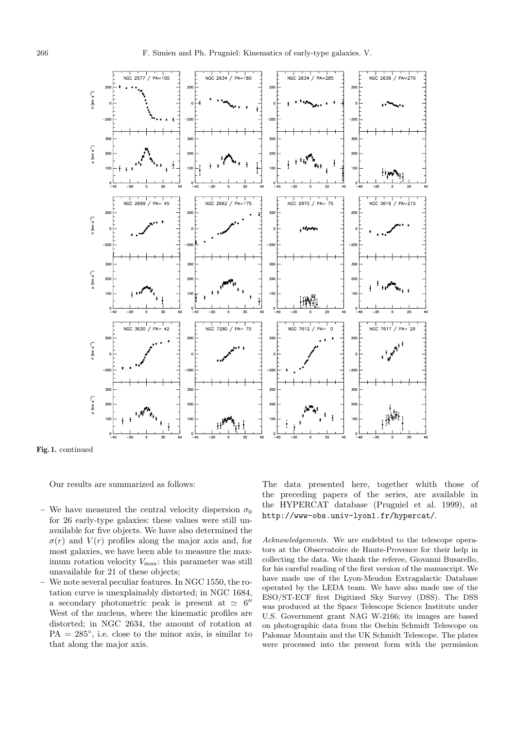**Fig. 1.** continued

Our results are summarized as follows:

- We have measured the central velocity dispersion $\sigma_0$ for 26 early-type galaxies: these values were still unavailable for five objects. We have also determined the $\sigma(r)$ and $V(r)$ profiles along the major axis and, for most galaxies, we have been able to measure the maximum rotation velocity $V_{\max}$: this parameter was still unavailable for 21 of these objects;
- We note several peculiar features. In NGC 1550, the rotation curve is unexplainably distorted; in NGC 1684, a secondary photometric peak is present at $\simeq 6''$ West of the nucleus, where the kinematic profiles are distorted; in NGC 2634, the amount of rotation at $\mathrm{PA} = 285^{\circ}$, i.e. close to the minor axis, is similar to that along the major axis.

The data presented here, together whith those of the preceding papers of the series, are available in the HYPERCAT database (Prugniel et al. 1999), at http://www-obs.univ-lyon1.fr/hypercat/.

*Acknowledgements.* We are endebted to the telescope operators at the Observatoire de Haute-Provence for their help in collecting the data. We thank the referee, Giovanni Busarello, for his careful reading of the first version of the manuscript. We have made use of the Lyon-Meudon Extragalactic Database operated by the LEDA team. We have also made use of the ESO/ST-ECF first Digitized Sky Survey (DSS). The DSS was produced at the Space Telescope Science Institute under U.S. Government grant NAG W-2166; its images are based on photographic data from the Oschin Schmidt Telescope on Palomar Mountain and the UK Schmidt Telescope. The plates were processed into the present form with the permission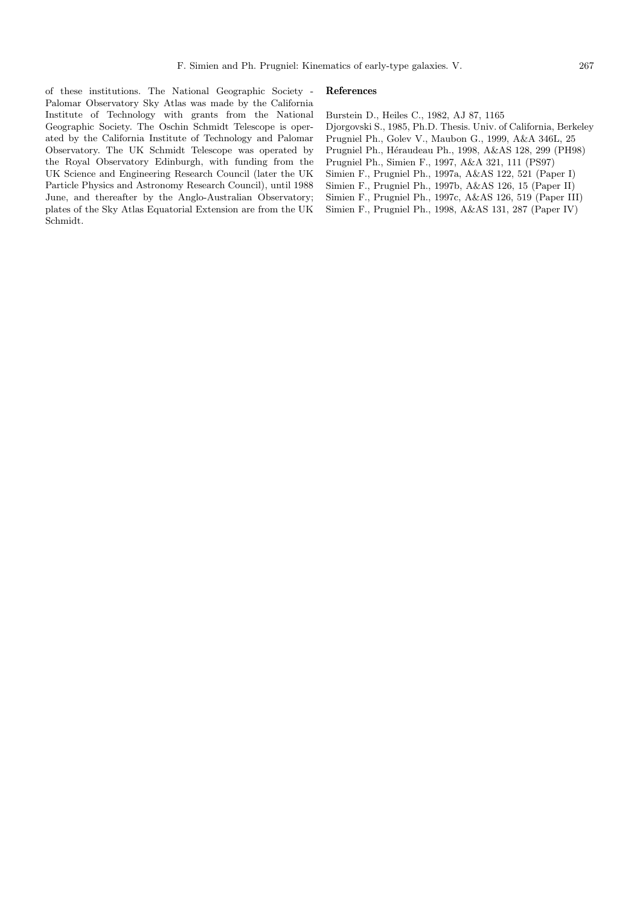of these institutions. The National Geographic Society - Palomar Observatory Sky Atlas was made by the California Institute of Technology with grants from the National Geographic Society. The Oschin Schmidt Telescope is operated by the California Institute of Technology and Palomar Observatory. The UK Schmidt Telescope was operated by the Royal Observatory Edinburgh, with funding from the UK Science and Engineering Research Council (later the UK Particle Physics and Astronomy Research Council), until 1988 June, and thereafter by the Anglo-Australian Observatory; plates of the Sky Atlas Equatorial Extension are from the UK Schmidt.

## References

Burstein D., Heiles C., 1982, AJ 87, 1165
Djorgovski S., 1985, Ph.D. Thesis. Univ. of California, Berkeley
Prugniel Ph., Golev V., Maubon G., 1999, A&A 346L, 25
Prugniel Ph., Héraudeau Ph., 1998, A&AS 128, 299 (PH98)
Prugniel Ph., Simien F., 1997, A&A 321, 111 (PS97)
Simien F., Prugniel Ph., 1997a, A&AS 122, 521 (Paper I)
Simien F., Prugniel Ph., 1997b, A&AS 126, 15 (Paper II)
Simien F., Prugniel Ph., 1997c, A&AS 126, 519 (Paper III)
Simien F., Prugniel Ph., 1998, A&AS 131, 287 (Paper IV)